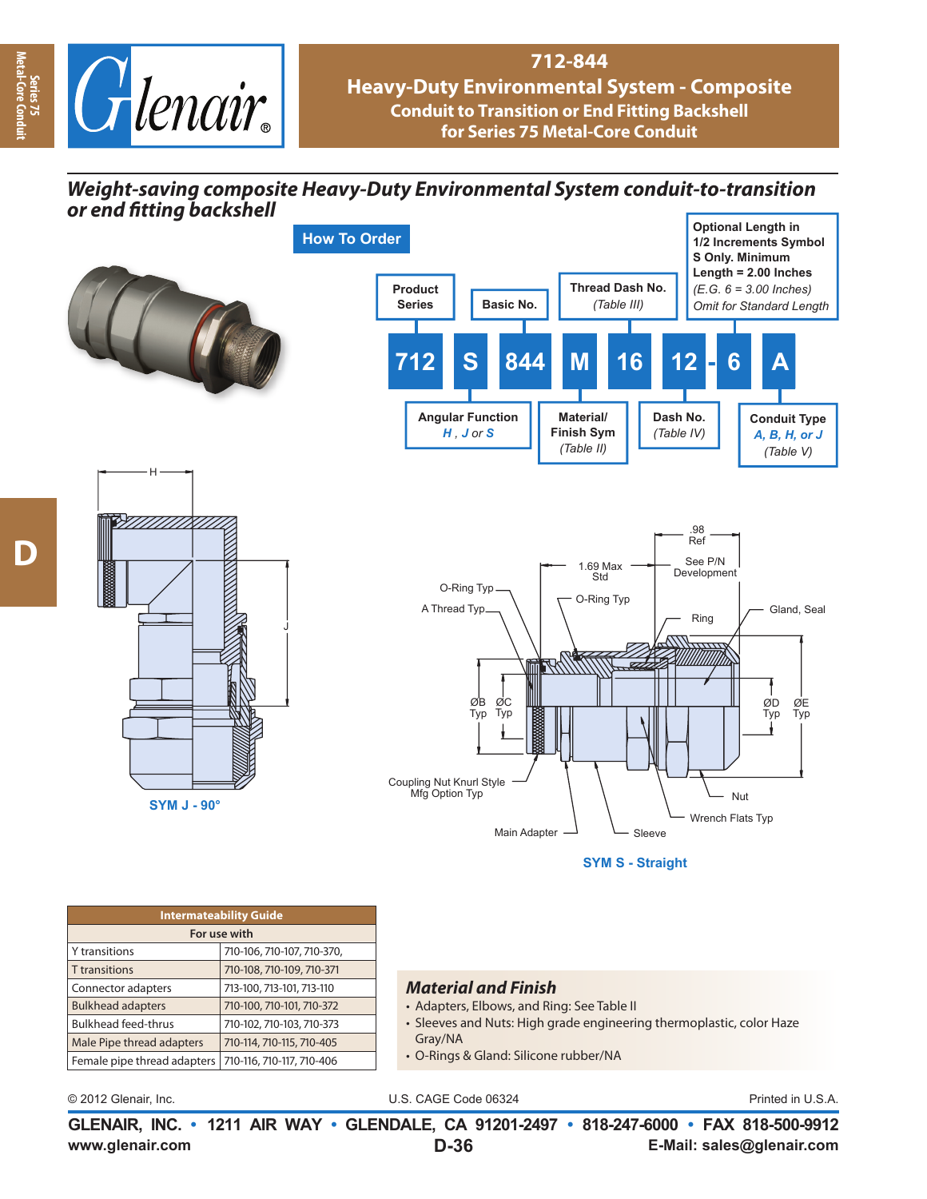# 712-844

## Heavy-Duty Environmental System - Composite

### Conduit to Transition or End Fitting Backshell for Series 75 Metal-Core Conduit

***Weight-saving composite Heavy-Duty Environmental System conduit-to-transition or end fitting backshell***

### How To Order

| 712 | S | 844 | M | 16 | 12 | - 6 | A |
|---|---|---|---|---|---|---|---|

- **Product Series** — 712
- **Angular Function** — *H, J or S* — S
- **Basic No.** — 844
- **Material/ Finish Sym** *(Table II)* — M
- **Thread Dash No.** *(Table III)* — 16
- **Dash No.** *(Table IV)* — 12
- **Optional Length in 1/2 Increments Symbol S Only. Minimum Length = 2.00 Inches** *(E.G. 6 = 3.00 Inches) Omit for Standard Length* — 6
- **Conduit Type** *A, B, H, or J (Table V)* — A

H

J

SYM J - 90°

.98 Ref

1.69 Max Std

See P/N Development

O-Ring Typ

A Thread Typ

O-Ring Typ

Ring

Gland, Seal

ØB Typ

ØC Typ

ØD Typ

ØE Typ

Coupling Nut Knurl Style Mfg Option Typ

Nut

Wrench Flats Typ

Main Adapter

Sleeve

SYM S - Straight

| Intermateability Guide | |
|---|---|
| For use with | |
| Y transitions | 710-106, 710-107, 710-370, |
| T transitions | 710-108, 710-109, 710-371 |
| Connector adapters | 713-100, 713-101, 713-110 |
| Bulkhead adapters | 710-100, 710-101, 710-372 |
| Bulkhead feed-thrus | 710-102, 710-103, 710-373 |
| Male Pipe thread adapters | 710-114, 710-115, 710-405 |
| Female pipe thread adapters | 710-116, 710-117, 710-406 |

### *Material and Finish*

- Adapters, Elbows, and Ring: See Table II
- Sleeves and Nuts: High grade engineering thermoplastic, color Haze Gray/NA
- O-Rings & Gland: Silicone rubber/NA

© 2012 Glenair, Inc. U.S. CAGE Code 06324 Printed in U.S.A.

**GLENAIR, INC. • 1211 AIR WAY • GLENDALE, CA 91201-2497 • 818-247-6000 • FAX 818-500-9912**

**www.glenair.com** **E-Mail: sales@glenair.com**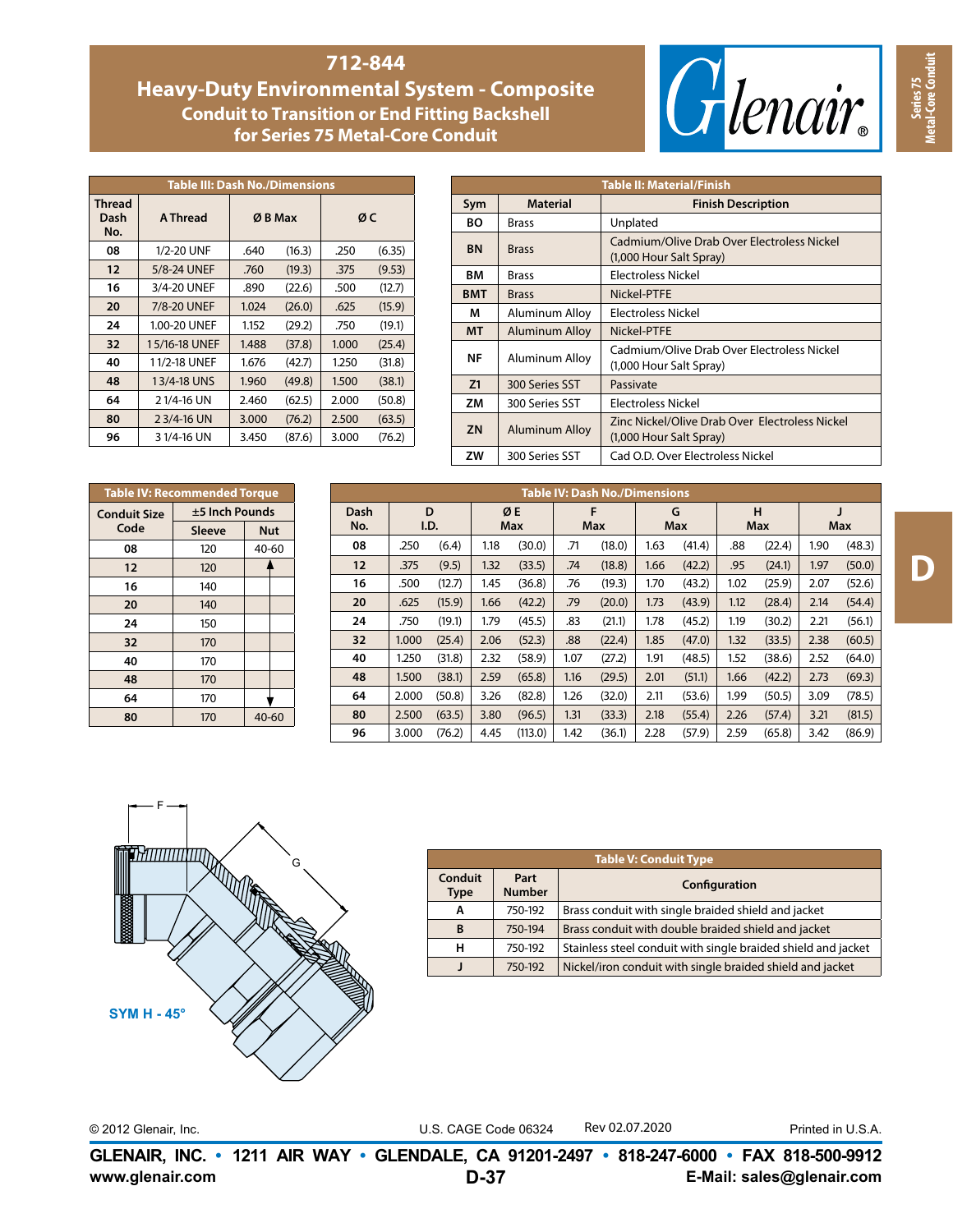# 712-844

## Heavy-Duty Environmental System - Composite

### Conduit to Transition or End Fitting Backshell for Series 75 Metal-Core Conduit

| Table III: Dash No./Dimensions | | | | | |
|---|---|---|---|---|---|
| Thread Dash No. | A Thread | Ø B Max | | Ø C | |
| 08 | 1/2-20 UNF | .640 | (16.3) | .250 | (6.35) |
| 12 | 5/8-24 UNEF | .760 | (19.3) | .375 | (9.53) |
| 16 | 3/4-20 UNEF | .890 | (22.6) | .500 | (12.7) |
| 20 | 7/8-20 UNEF | 1.024 | (26.0) | .625 | (15.9) |
| 24 | 1.00-20 UNEF | 1.152 | (29.2) | .750 | (19.1) |
| 32 | 1 5/16-18 UNEF | 1.488 | (37.8) | 1.000 | (25.4) |
| 40 | 1 1/2-18 UNEF | 1.676 | (42.7) | 1.250 | (31.8) |
| 48 | 1 3/4-18 UNS | 1.960 | (49.8) | 1.500 | (38.1) |
| 64 | 2 1/4-16 UN | 2.460 | (62.5) | 2.000 | (50.8) |
| 80 | 2 3/4-16 UN | 3.000 | (76.2) | 2.500 | (63.5) |
| 96 | 3 1/4-16 UN | 3.450 | (87.6) | 3.000 | (76.2) |

| Table II: Material/Finish | | |
|---|---|---|
| Sym | Material | Finish Description |
| BO | Brass | Unplated |
| BN | Brass | Cadmium/Olive Drab Over Electroless Nickel (1,000 Hour Salt Spray) |
| BM | Brass | Electroless Nickel |
| BMT | Brass | Nickel-PTFE |
| M | Aluminum Alloy | Electroless Nickel |
| MT | Aluminum Alloy | Nickel-PTFE |
| NF | Aluminum Alloy | Cadmium/Olive Drab Over Electroless Nickel (1,000 Hour Salt Spray) |
| Z1 | 300 Series SST | Passivate |
| ZM | 300 Series SST | Electroless Nickel |
| ZN | Aluminum Alloy | Zinc Nickel/Olive Drab Over Electroless Nickel (1,000 Hour Salt Spray) |
| ZW | 300 Series SST | Cad O.D. Over Electroless Nickel |

| Table IV: Recommended Torque | | |
|---|---|---|
| Conduit Size Code | ±5 Inch Pounds | |
| | Sleeve | Nut |
| 08 | 120 | 40-60 |
| 12 | 120 | ▲ |
| 16 | 140 | |
| 20 | 140 | |
| 24 | 150 | |
| 32 | 170 | |
| 40 | 170 | |
| 48 | 170 | |
| 64 | 170 | ▼ |
| 80 | 170 | 40-60 |

| Table IV: Dash No./Dimensions | | | | | | | | | | | | |
|---|---|---|---|---|---|---|---|---|---|---|---|---|
| Dash No. | D I.D. | | Ø E Max | | F Max | | G Max | | H Max | | J Max | |
| 08 | .250 | (6.4) | 1.18 | (30.0) | .71 | (18.0) | 1.63 | (41.4) | .88 | (22.4) | 1.90 | (48.3) |
| 12 | .375 | (9.5) | 1.32 | (33.5) | .74 | (18.8) | 1.66 | (42.2) | .95 | (24.1) | 1.97 | (50.0) |
| 16 | .500 | (12.7) | 1.45 | (36.8) | .76 | (19.3) | 1.70 | (43.2) | 1.02 | (25.9) | 2.07 | (52.6) |
| 20 | .625 | (15.9) | 1.66 | (42.2) | .79 | (20.0) | 1.73 | (43.9) | 1.12 | (28.4) | 2.14 | (54.4) |
| 24 | .750 | (19.1) | 1.79 | (45.5) | .83 | (21.1) | 1.78 | (45.2) | 1.19 | (30.2) | 2.21 | (56.1) |
| 32 | 1.000 | (25.4) | 2.06 | (52.3) | .88 | (22.4) | 1.85 | (47.0) | 1.32 | (33.5) | 2.38 | (60.5) |
| 40 | 1.250 | (31.8) | 2.32 | (58.9) | 1.07 | (27.2) | 1.91 | (48.5) | 1.52 | (38.6) | 2.52 | (64.0) |
| 48 | 1.500 | (38.1) | 2.59 | (65.8) | 1.16 | (29.5) | 2.01 | (51.1) | 1.66 | (42.2) | 2.73 | (69.3) |
| 64 | 2.000 | (50.8) | 3.26 | (82.8) | 1.26 | (32.0) | 2.11 | (53.6) | 1.99 | (50.5) | 3.09 | (78.5) |
| 80 | 2.500 | (63.5) | 3.80 | (96.5) | 1.31 | (33.3) | 2.18 | (55.4) | 2.26 | (57.4) | 3.21 | (81.5) |
| 96 | 3.000 | (76.2) | 4.45 | (113.0) | 1.42 | (36.1) | 2.28 | (57.9) | 2.59 | (65.8) | 3.42 | (86.9) |

F

G

SYM H - 45°

| Table V: Conduit Type | | |
|---|---|---|
| Conduit Type | Part Number | Configuration |
| A | 750-192 | Brass conduit with single braided shield and jacket |
| B | 750-194 | Brass conduit with double braided shield and jacket |
| H | 750-192 | Stainless steel conduit with single braided shield and jacket |
| J | 750-192 | Nickel/iron conduit with single braided shield and jacket |

© 2012 Glenair, Inc. U.S. CAGE Code 06324 Rev 02.07.2020 Printed in U.S.A.

GLENAIR, INC. • 1211 AIR WAY • GLENDALE, CA 91201-2497 • 818-247-6000 • FAX 818-500-9912
www.glenair.com E-Mail: sales@glenair.com